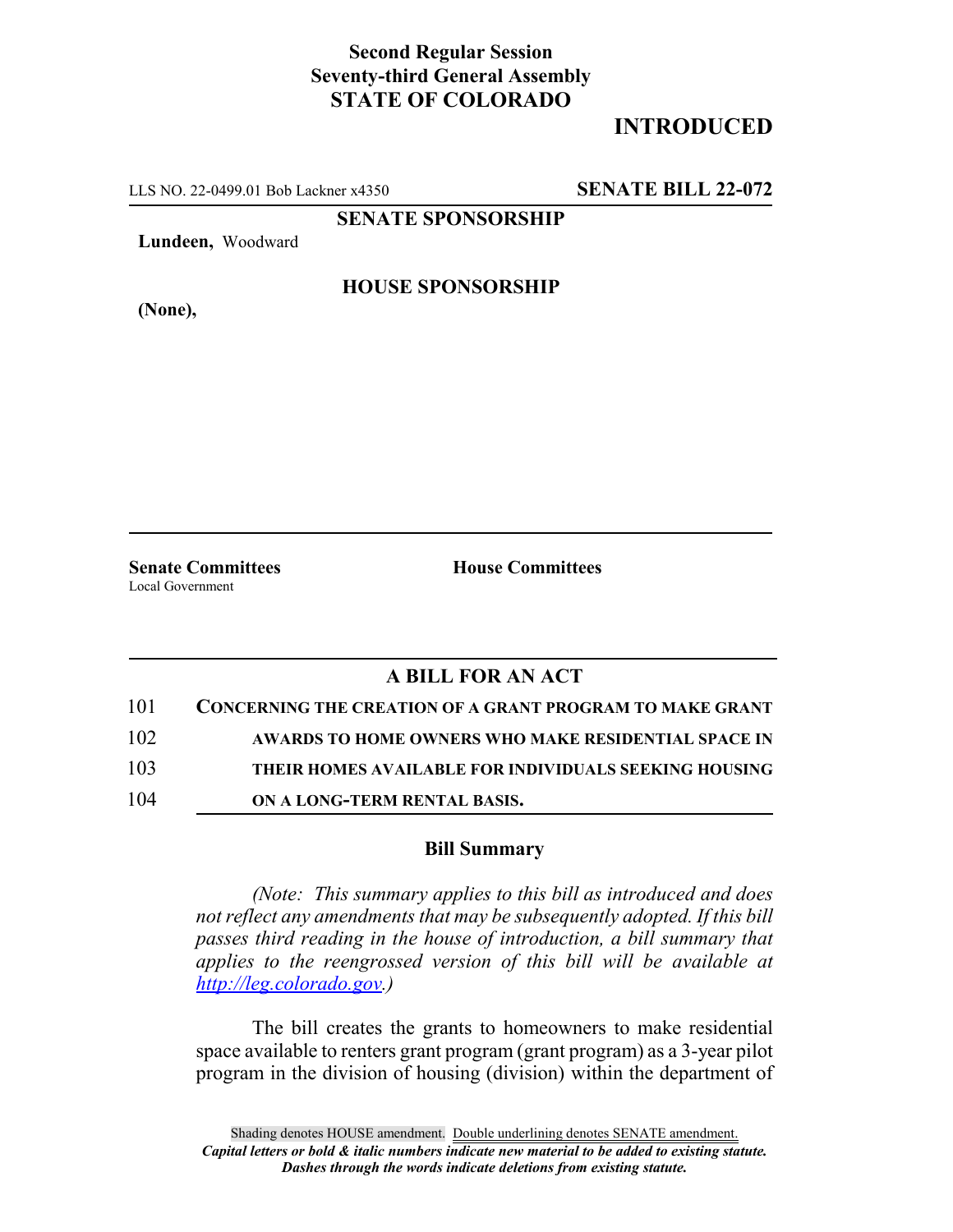**Second Regular Session**
**Seventy-third General Assembly**
**STATE OF COLORADO**

# INTRODUCED

LLS NO. 22-0499.01 Bob Lackner x4350 **SENATE BILL 22-072**

**SENATE SPONSORSHIP**

**Lundeen,** Woodward

**HOUSE SPONSORSHIP**

**(None),**

**Senate Committees**
Local Government

**House Committees**

## A BILL FOR AN ACT

101 **CONCERNING THE CREATION OF A GRANT PROGRAM TO MAKE GRANT**
102 **AWARDS TO HOME OWNERS WHO MAKE RESIDENTIAL SPACE IN**
103 **THEIR HOMES AVAILABLE FOR INDIVIDUALS SEEKING HOUSING**
104 **ON A LONG-TERM RENTAL BASIS.**

### Bill Summary

*(Note: This summary applies to this bill as introduced and does not reflect any amendments that may be subsequently adopted. If this bill passes third reading in the house of introduction, a bill summary that applies to the reengrossed version of this bill will be available at http://leg.colorado.gov.)*

The bill creates the grants to homeowners to make residential space available to renters grant program (grant program) as a 3-year pilot program in the division of housing (division) within the department of

Shading denotes HOUSE amendment. Double underlining denotes SENATE amendment.
*Capital letters or bold & italic numbers indicate new material to be added to existing statute.*
*Dashes through the words indicate deletions from existing statute.*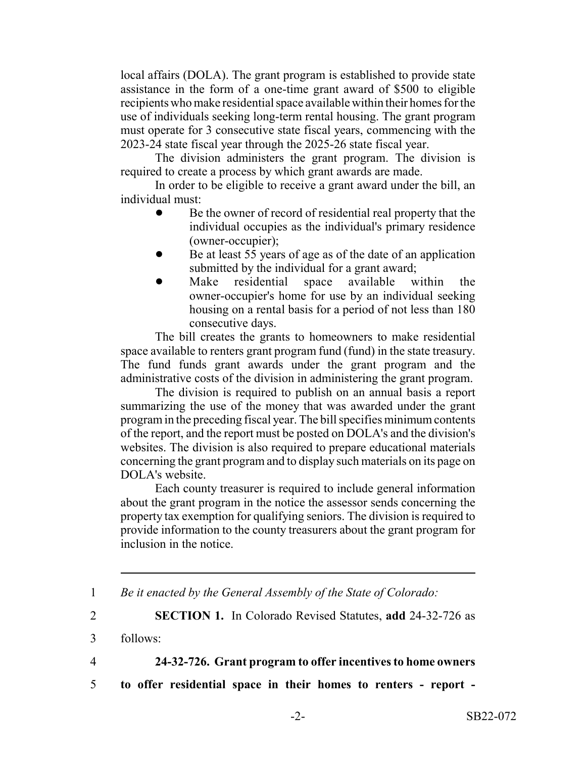local affairs (DOLA). The grant program is established to provide state assistance in the form of a one-time grant award of $500 to eligible recipients who make residential space available within their homes for the use of individuals seeking long-term rental housing. The grant program must operate for 3 consecutive state fiscal years, commencing with the 2023-24 state fiscal year through the 2025-26 state fiscal year.

The division administers the grant program. The division is required to create a process by which grant awards are made.

In order to be eligible to receive a grant award under the bill, an individual must:

- Be the owner of record of residential real property that the individual occupies as the individual's primary residence (owner-occupier);
- Be at least 55 years of age as of the date of an application submitted by the individual for a grant award;
- Make residential space available within the owner-occupier's home for use by an individual seeking housing on a rental basis for a period of not less than 180 consecutive days.

The bill creates the grants to homeowners to make residential space available to renters grant program fund (fund) in the state treasury. The fund funds grant awards under the grant program and the administrative costs of the division in administering the grant program.

The division is required to publish on an annual basis a report summarizing the use of the money that was awarded under the grant program in the preceding fiscal year. The bill specifies minimum contents of the report, and the report must be posted on DOLA's and the division's websites. The division is also required to prepare educational materials concerning the grant program and to display such materials on its page on DOLA's website.

Each county treasurer is required to include general information about the grant program in the notice the assessor sends concerning the property tax exemption for qualifying seniors. The division is required to provide information to the county treasurers about the grant program for inclusion in the notice.

---

1 *Be it enacted by the General Assembly of the State of Colorado:*

2 **SECTION 1.** In Colorado Revised Statutes, **add** 24-32-726 as

3 follows:

4 **24-32-726. Grant program to offer incentives to home owners**

5 **to offer residential space in their homes to renters - report -**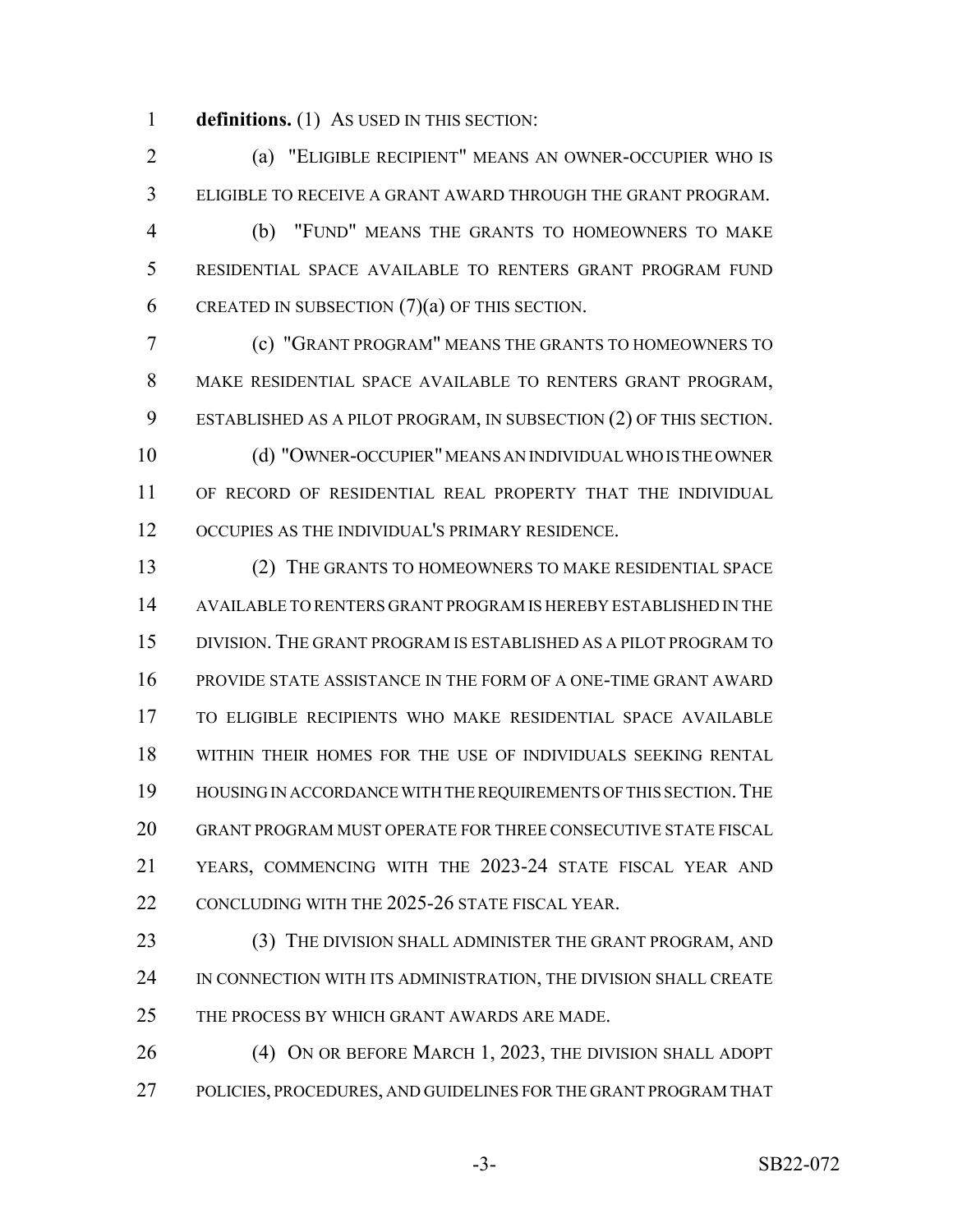**definitions.** (1) AS USED IN THIS SECTION:

(a) "ELIGIBLE RECIPIENT" MEANS AN OWNER-OCCUPIER WHO IS ELIGIBLE TO RECEIVE A GRANT AWARD THROUGH THE GRANT PROGRAM.

(b) "FUND" MEANS THE GRANTS TO HOMEOWNERS TO MAKE RESIDENTIAL SPACE AVAILABLE TO RENTERS GRANT PROGRAM FUND CREATED IN SUBSECTION (7)(a) OF THIS SECTION.

(c) "GRANT PROGRAM" MEANS THE GRANTS TO HOMEOWNERS TO MAKE RESIDENTIAL SPACE AVAILABLE TO RENTERS GRANT PROGRAM, ESTABLISHED AS A PILOT PROGRAM, IN SUBSECTION (2) OF THIS SECTION.

(d) "OWNER-OCCUPIER" MEANS AN INDIVIDUAL WHO IS THE OWNER OF RECORD OF RESIDENTIAL REAL PROPERTY THAT THE INDIVIDUAL OCCUPIES AS THE INDIVIDUAL'S PRIMARY RESIDENCE.

(2) THE GRANTS TO HOMEOWNERS TO MAKE RESIDENTIAL SPACE AVAILABLE TO RENTERS GRANT PROGRAM IS HEREBY ESTABLISHED IN THE DIVISION. THE GRANT PROGRAM IS ESTABLISHED AS A PILOT PROGRAM TO PROVIDE STATE ASSISTANCE IN THE FORM OF A ONE-TIME GRANT AWARD TO ELIGIBLE RECIPIENTS WHO MAKE RESIDENTIAL SPACE AVAILABLE WITHIN THEIR HOMES FOR THE USE OF INDIVIDUALS SEEKING RENTAL HOUSING IN ACCORDANCE WITH THE REQUIREMENTS OF THIS SECTION. THE GRANT PROGRAM MUST OPERATE FOR THREE CONSECUTIVE STATE FISCAL YEARS, COMMENCING WITH THE 2023-24 STATE FISCAL YEAR AND CONCLUDING WITH THE 2025-26 STATE FISCAL YEAR.

(3) THE DIVISION SHALL ADMINISTER THE GRANT PROGRAM, AND IN CONNECTION WITH ITS ADMINISTRATION, THE DIVISION SHALL CREATE THE PROCESS BY WHICH GRANT AWARDS ARE MADE.

(4) ON OR BEFORE MARCH 1, 2023, THE DIVISION SHALL ADOPT POLICIES, PROCEDURES, AND GUIDELINES FOR THE GRANT PROGRAM THAT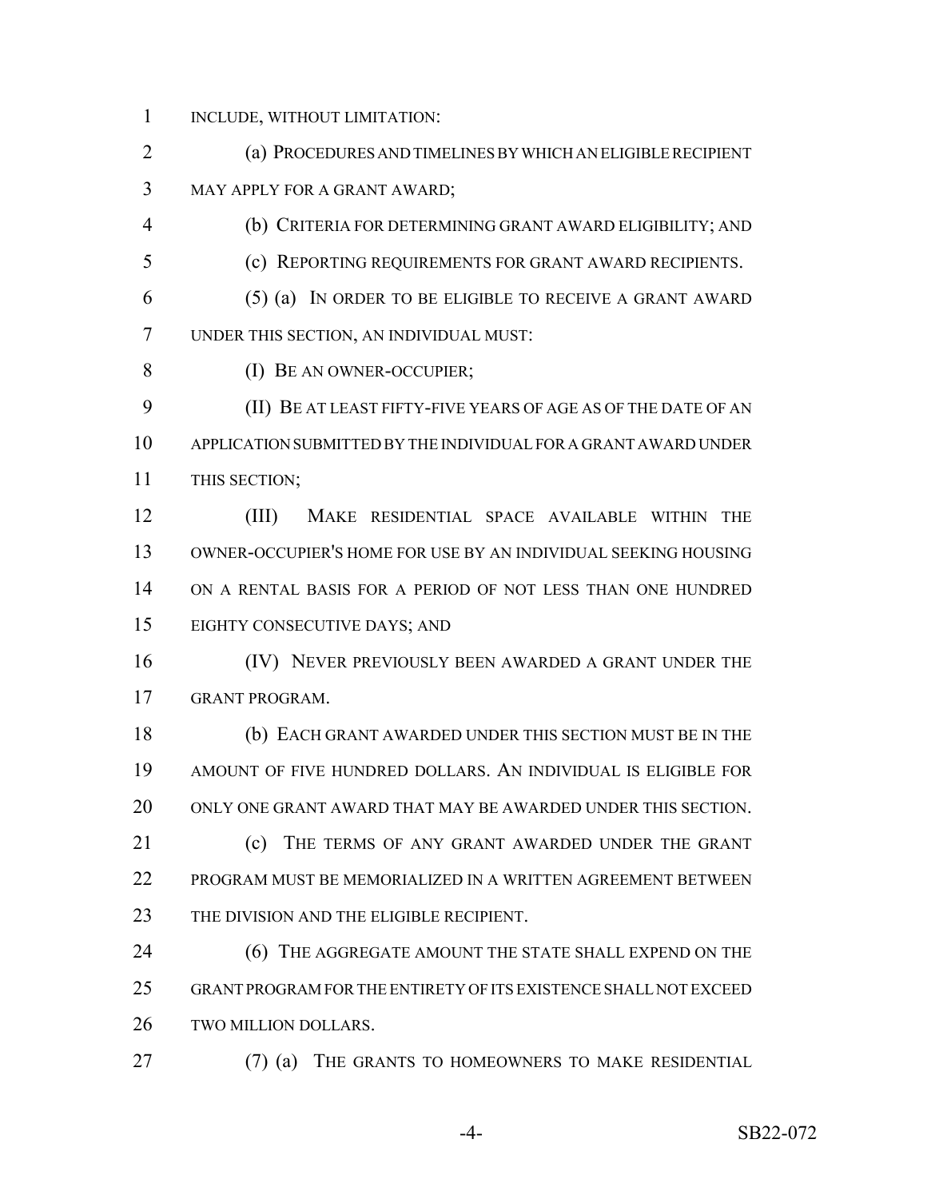INCLUDE, WITHOUT LIMITATION:

(a) PROCEDURES AND TIMELINES BY WHICH AN ELIGIBLE RECIPIENT MAY APPLY FOR A GRANT AWARD;

(b) CRITERIA FOR DETERMINING GRANT AWARD ELIGIBILITY; AND

(c) REPORTING REQUIREMENTS FOR GRANT AWARD RECIPIENTS.

(5) (a) IN ORDER TO BE ELIGIBLE TO RECEIVE A GRANT AWARD UNDER THIS SECTION, AN INDIVIDUAL MUST:

(I) BE AN OWNER-OCCUPIER;

(II) BE AT LEAST FIFTY-FIVE YEARS OF AGE AS OF THE DATE OF AN APPLICATION SUBMITTED BY THE INDIVIDUAL FOR A GRANT AWARD UNDER THIS SECTION;

(III) MAKE RESIDENTIAL SPACE AVAILABLE WITHIN THE OWNER-OCCUPIER'S HOME FOR USE BY AN INDIVIDUAL SEEKING HOUSING ON A RENTAL BASIS FOR A PERIOD OF NOT LESS THAN ONE HUNDRED EIGHTY CONSECUTIVE DAYS; AND

(IV) NEVER PREVIOUSLY BEEN AWARDED A GRANT UNDER THE GRANT PROGRAM.

(b) EACH GRANT AWARDED UNDER THIS SECTION MUST BE IN THE AMOUNT OF FIVE HUNDRED DOLLARS. AN INDIVIDUAL IS ELIGIBLE FOR ONLY ONE GRANT AWARD THAT MAY BE AWARDED UNDER THIS SECTION.

(c) THE TERMS OF ANY GRANT AWARDED UNDER THE GRANT PROGRAM MUST BE MEMORIALIZED IN A WRITTEN AGREEMENT BETWEEN THE DIVISION AND THE ELIGIBLE RECIPIENT.

(6) THE AGGREGATE AMOUNT THE STATE SHALL EXPEND ON THE GRANT PROGRAM FOR THE ENTIRETY OF ITS EXISTENCE SHALL NOT EXCEED TWO MILLION DOLLARS.

(7) (a) THE GRANTS TO HOMEOWNERS TO MAKE RESIDENTIAL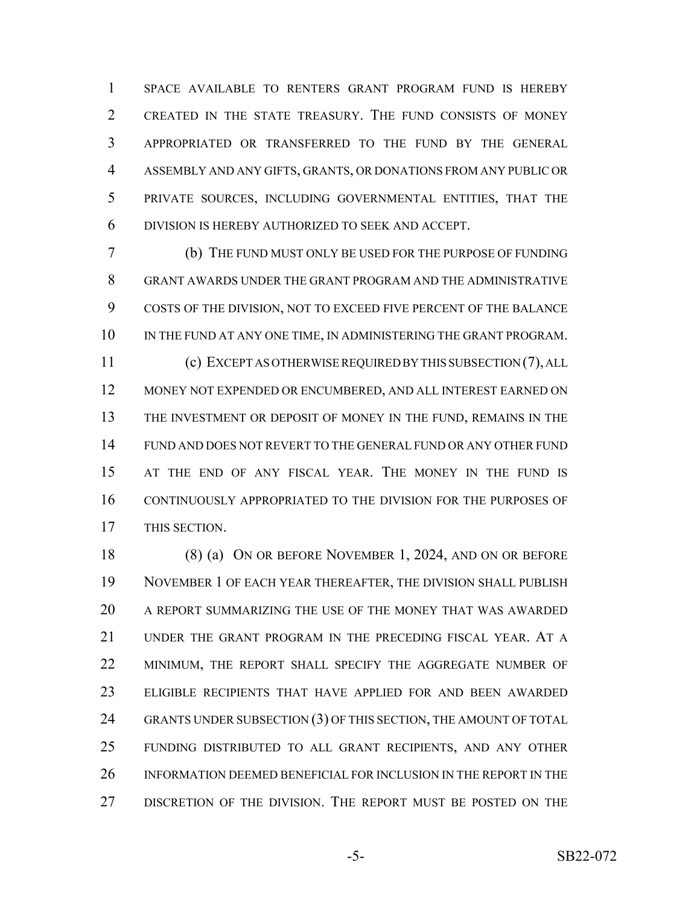SPACE AVAILABLE TO RENTERS GRANT PROGRAM FUND IS HEREBY CREATED IN THE STATE TREASURY. THE FUND CONSISTS OF MONEY APPROPRIATED OR TRANSFERRED TO THE FUND BY THE GENERAL ASSEMBLY AND ANY GIFTS, GRANTS, OR DONATIONS FROM ANY PUBLIC OR PRIVATE SOURCES, INCLUDING GOVERNMENTAL ENTITIES, THAT THE DIVISION IS HEREBY AUTHORIZED TO SEEK AND ACCEPT.

(b) THE FUND MUST ONLY BE USED FOR THE PURPOSE OF FUNDING GRANT AWARDS UNDER THE GRANT PROGRAM AND THE ADMINISTRATIVE COSTS OF THE DIVISION, NOT TO EXCEED FIVE PERCENT OF THE BALANCE IN THE FUND AT ANY ONE TIME, IN ADMINISTERING THE GRANT PROGRAM.

(c) EXCEPT AS OTHERWISE REQUIRED BY THIS SUBSECTION (7), ALL MONEY NOT EXPENDED OR ENCUMBERED, AND ALL INTEREST EARNED ON THE INVESTMENT OR DEPOSIT OF MONEY IN THE FUND, REMAINS IN THE FUND AND DOES NOT REVERT TO THE GENERAL FUND OR ANY OTHER FUND AT THE END OF ANY FISCAL YEAR. THE MONEY IN THE FUND IS CONTINUOUSLY APPROPRIATED TO THE DIVISION FOR THE PURPOSES OF THIS SECTION.

(8) (a) ON OR BEFORE NOVEMBER 1, 2024, AND ON OR BEFORE NOVEMBER 1 OF EACH YEAR THEREAFTER, THE DIVISION SHALL PUBLISH A REPORT SUMMARIZING THE USE OF THE MONEY THAT WAS AWARDED UNDER THE GRANT PROGRAM IN THE PRECEDING FISCAL YEAR. AT A MINIMUM, THE REPORT SHALL SPECIFY THE AGGREGATE NUMBER OF ELIGIBLE RECIPIENTS THAT HAVE APPLIED FOR AND BEEN AWARDED GRANTS UNDER SUBSECTION (3) OF THIS SECTION, THE AMOUNT OF TOTAL FUNDING DISTRIBUTED TO ALL GRANT RECIPIENTS, AND ANY OTHER INFORMATION DEEMED BENEFICIAL FOR INCLUSION IN THE REPORT IN THE DISCRETION OF THE DIVISION. THE REPORT MUST BE POSTED ON THE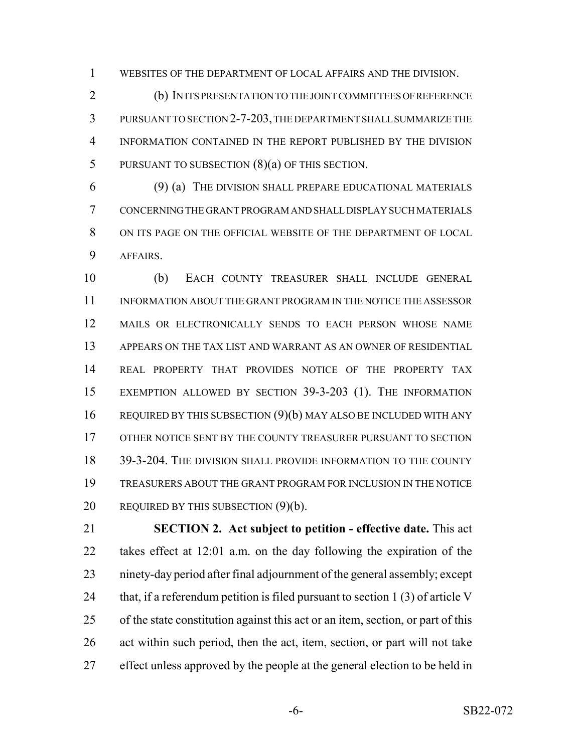WEBSITES OF THE DEPARTMENT OF LOCAL AFFAIRS AND THE DIVISION.

(b) IN ITS PRESENTATION TO THE JOINT COMMITTEES OF REFERENCE PURSUANT TO SECTION 2-7-203, THE DEPARTMENT SHALL SUMMARIZE THE INFORMATION CONTAINED IN THE REPORT PUBLISHED BY THE DIVISION PURSUANT TO SUBSECTION (8)(a) OF THIS SECTION.

(9) (a) THE DIVISION SHALL PREPARE EDUCATIONAL MATERIALS CONCERNING THE GRANT PROGRAM AND SHALL DISPLAY SUCH MATERIALS ON ITS PAGE ON THE OFFICIAL WEBSITE OF THE DEPARTMENT OF LOCAL AFFAIRS.

(b) EACH COUNTY TREASURER SHALL INCLUDE GENERAL INFORMATION ABOUT THE GRANT PROGRAM IN THE NOTICE THE ASSESSOR MAILS OR ELECTRONICALLY SENDS TO EACH PERSON WHOSE NAME APPEARS ON THE TAX LIST AND WARRANT AS AN OWNER OF RESIDENTIAL REAL PROPERTY THAT PROVIDES NOTICE OF THE PROPERTY TAX EXEMPTION ALLOWED BY SECTION 39-3-203 (1). THE INFORMATION REQUIRED BY THIS SUBSECTION (9)(b) MAY ALSO BE INCLUDED WITH ANY OTHER NOTICE SENT BY THE COUNTY TREASURER PURSUANT TO SECTION 39-3-204. THE DIVISION SHALL PROVIDE INFORMATION TO THE COUNTY TREASURERS ABOUT THE GRANT PROGRAM FOR INCLUSION IN THE NOTICE REQUIRED BY THIS SUBSECTION (9)(b).

**SECTION 2. Act subject to petition - effective date.** This act takes effect at 12:01 a.m. on the day following the expiration of the ninety-day period after final adjournment of the general assembly; except that, if a referendum petition is filed pursuant to section 1 (3) of article V of the state constitution against this act or an item, section, or part of this act within such period, then the act, item, section, or part will not take effect unless approved by the people at the general election to be held in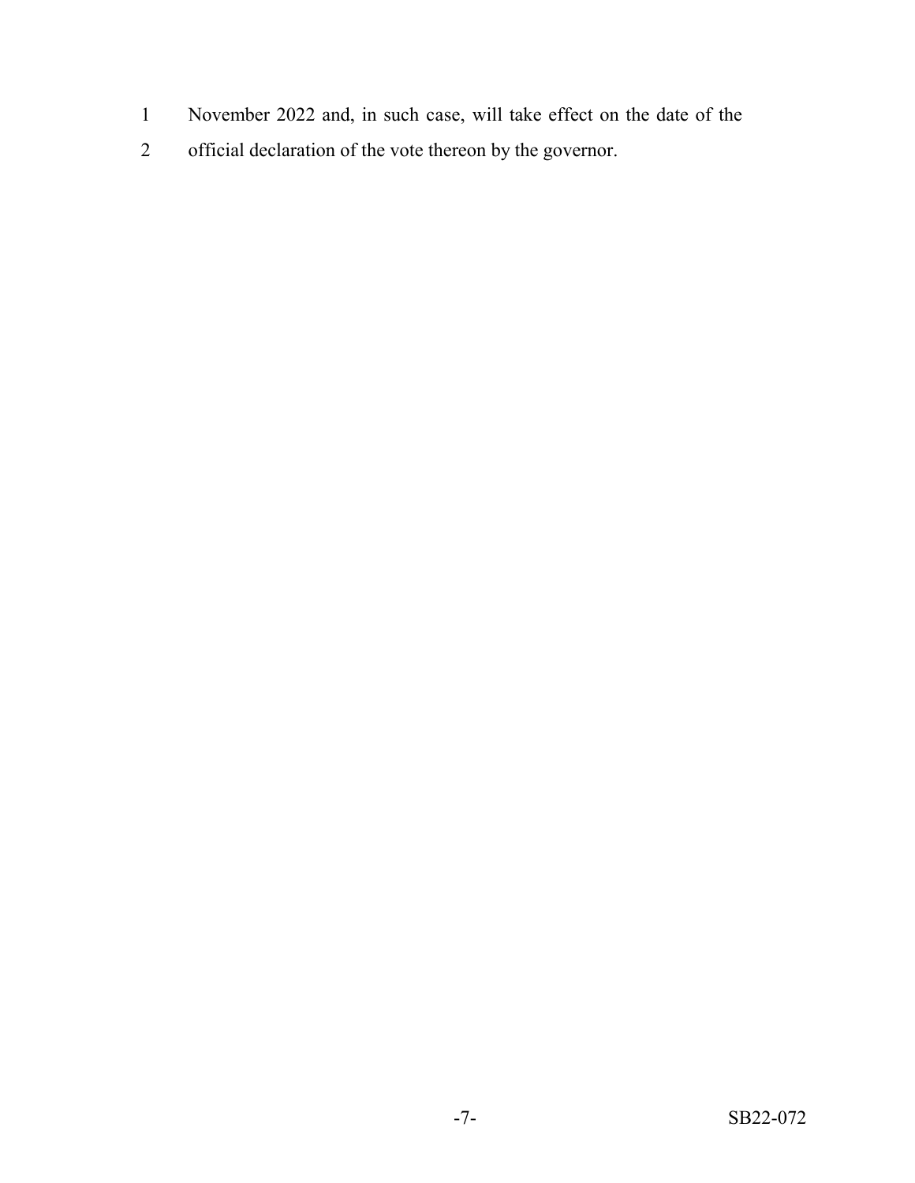November 2022 and, in such case, will take effect on the date of the official declaration of the vote thereon by the governor.